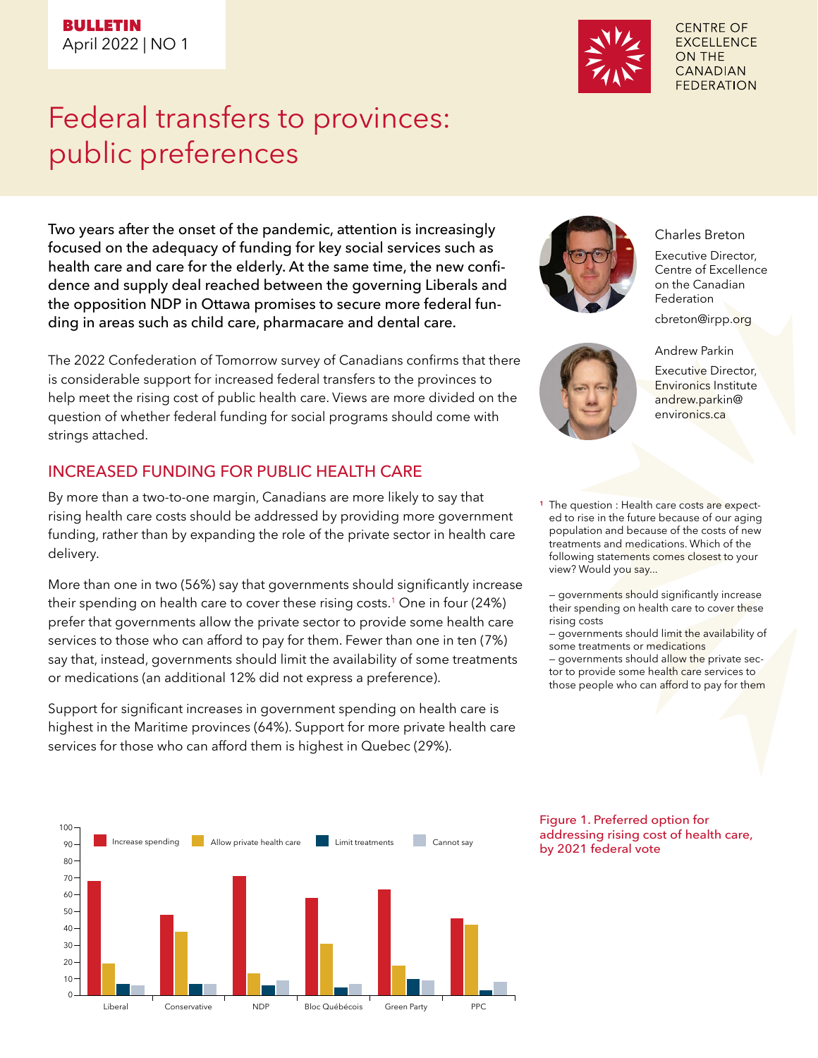BULLETIN
April 2022 | NO 1

CENTRE OF EXCELLENCE ON THE CANADIAN FEDERATION

# Federal transfers to provinces: public preferences

Charles Breton
Executive Director, Centre of Excellence on the Canadian Federation
cbreton@irpp.org

Andrew Parkin
Executive Director, Environics Institute
andrew.parkin@environics.ca

**Two years after the onset of the pandemic, attention is increasingly focused on the adequacy of funding for key social services such as health care and care for the elderly. At the same time, the new confidence and supply deal reached between the governing Liberals and the opposition NDP in Ottawa promises to secure more federal funding in areas such as child care, pharmacare and dental care.**

The 2022 Confederation of Tomorrow survey of Canadians confirms that there is considerable support for increased federal transfers to the provinces to help meet the rising cost of public health care. Views are more divided on the question of whether federal funding for social programs should come with strings attached.

## INCREASED FUNDING FOR PUBLIC HEALTH CARE

By more than a two-to-one margin, Canadians are more likely to say that rising health care costs should be addressed by providing more government funding, rather than by expanding the role of the private sector in health care delivery.

More than one in two (56%) say that governments should significantly increase their spending on health care to cover these rising costs.[1] One in four (24%) prefer that governments allow the private sector to provide some health care services to those who can afford to pay for them. Fewer than one in ten (7%) say that, instead, governments should limit the availability of some treatments or medications (an additional 12% did not express a preference).

Support for significant increases in government spending on health care is highest in the Maritime provinces (64%). Support for more private health care services for those who can afford them is highest in Quebec (29%).

[1] The question : Health care costs are expected to rise in the future because of our aging population and because of the costs of new treatments and medications. Which of the following statements comes closest to your view? Would you say...

– governments should significantly increase their spending on health care to cover these rising costs
– governments should limit the availability of some treatments or medications
– governments should allow the private sector to provide some health care services to those people who can afford to pay for them

| | Increase spending | Allow private health care | Limit treatments | Cannot say |
|---|---|---|---|---|
| Liberal | 68 | 19 | 7 | 6 |
| Conservative | 48 | 38 | 7 | 7 |
| NDP | 71 | 13 | 6 | 9 |
| Bloc Québécois | 58 | 31 | 5 | 7 |
| Green Party | 63 | 18 | 10 | 9 |
| PPC | 46 | 42 | 3 | 8 |

Figure 1. Preferred option for addressing rising cost of health care, by 2021 federal vote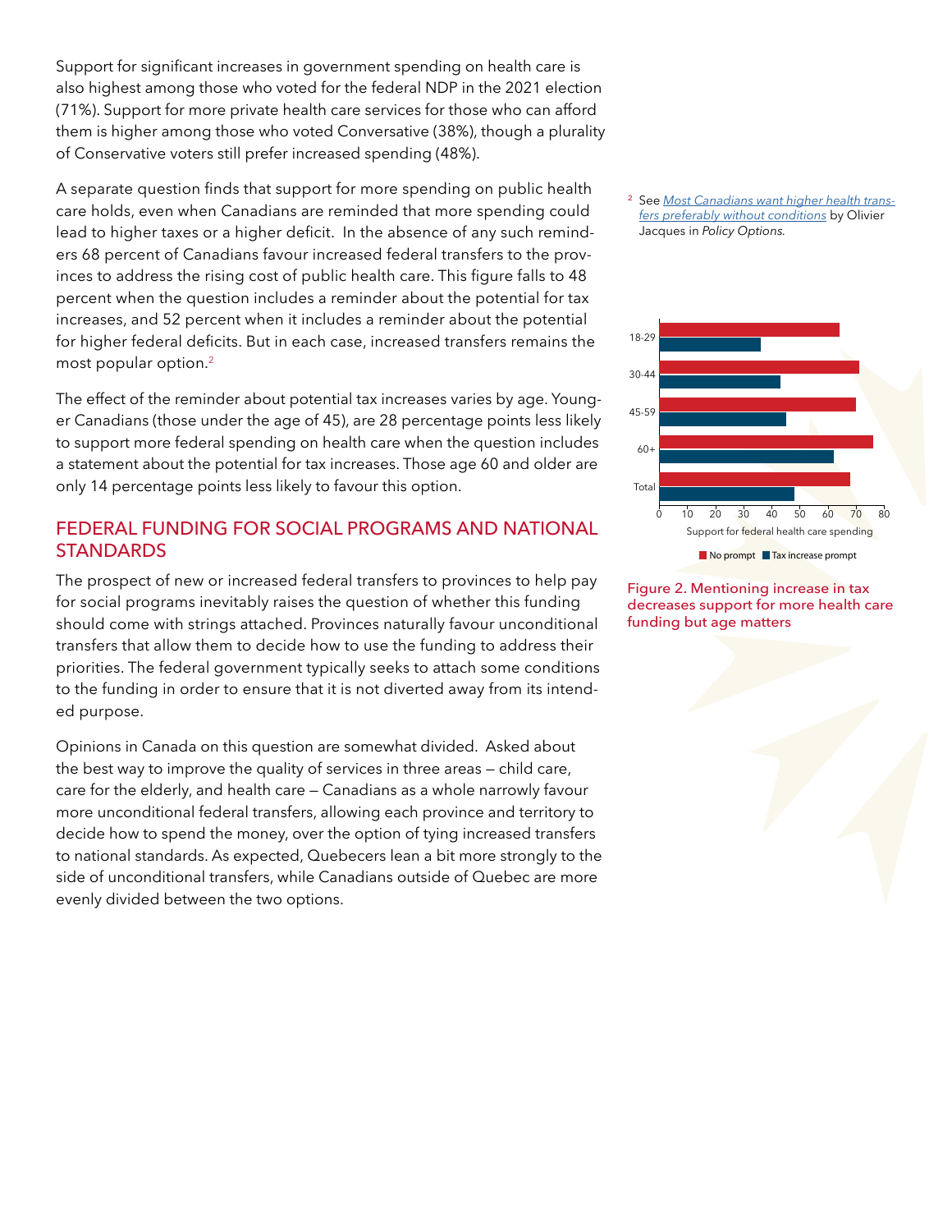Support for significant increases in government spending on health care is also highest among those who voted for the federal NDP in the 2021 election (71%). Support for more private health care services for those who can afford them is higher among those who voted Conversative (38%), though a plurality of Conservative voters still prefer increased spending (48%).

A separate question finds that support for more spending on public health care holds, even when Canadians are reminded that more spending could lead to higher taxes or a higher deficit. In the absence of any such reminders 68 percent of Canadians favour increased federal transfers to the provinces to address the rising cost of public health care. This figure falls to 48 percent when the question includes a reminder about the potential for tax increases, and 52 percent when it includes a reminder about the potential for higher federal deficits. But in each case, increased transfers remains the most popular option.[2]

The effect of the reminder about potential tax increases varies by age. Younger Canadians (those under the age of 45), are 28 percentage points less likely to support more federal spending on health care when the question includes a statement about the potential for tax increases. Those age 60 and older are only 14 percentage points less likely to favour this option.

## FEDERAL FUNDING FOR SOCIAL PROGRAMS AND NATIONAL STANDARDS

The prospect of new or increased federal transfers to provinces to help pay for social programs inevitably raises the question of whether this funding should come with strings attached. Provinces naturally favour unconditional transfers that allow them to decide how to use the funding to address their priorities. The federal government typically seeks to attach some conditions to the funding in order to ensure that it is not diverted away from its intended purpose.

Opinions in Canada on this question are somewhat divided. Asked about the best way to improve the quality of services in three areas — child care, care for the elderly, and health care — Canadians as a whole narrowly favour more unconditional federal transfers, allowing each province and territory to decide how to spend the money, over the option of tying increased transfers to national standards. As expected, Quebecers lean a bit more strongly to the side of unconditional transfers, while Canadians outside of Quebec are more evenly divided between the two options.

[2] See *Most Canadians want higher health transfers preferably without conditions* by Olivier Jacques in *Policy Options*.

Figure 2. Mentioning increase in tax decreases support for more health care funding but age matters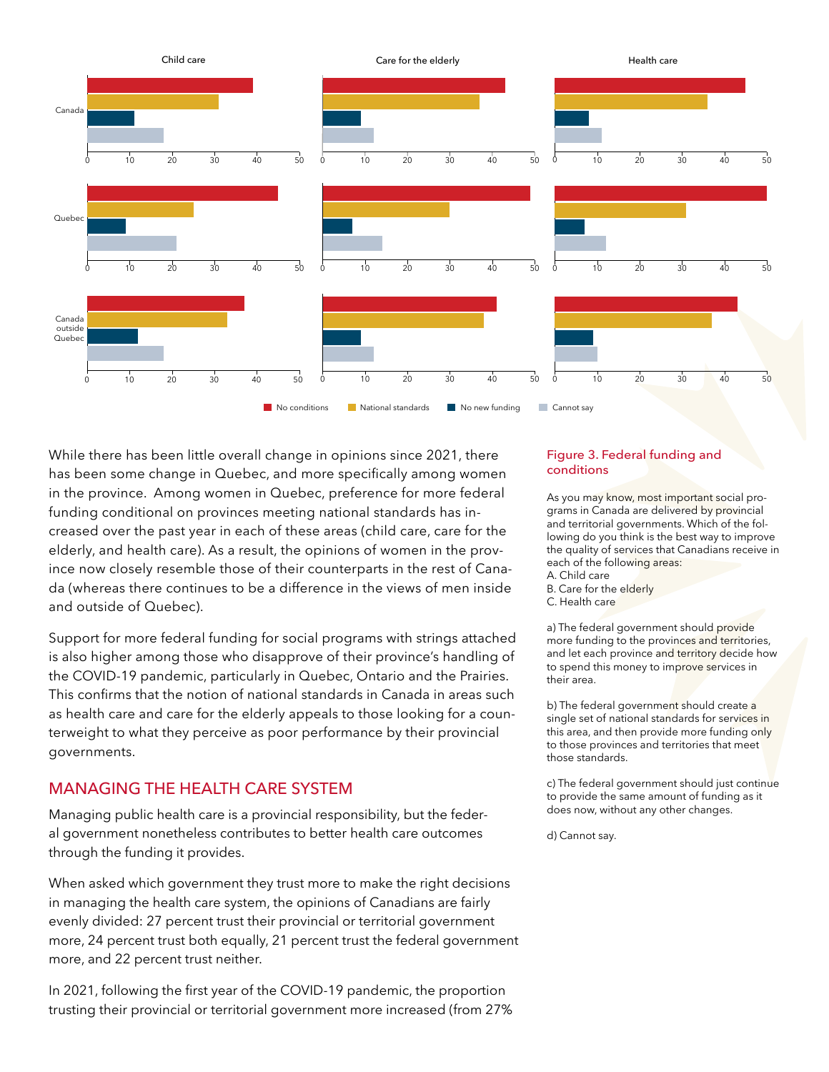While there has been little overall change in opinions since 2021, there has been some change in Quebec, and more specifically among women in the province. Among women in Quebec, preference for more federal funding conditional on provinces meeting national standards has increased over the past year in each of these areas (child care, care for the elderly, and health care). As a result, the opinions of women in the province now closely resemble those of their counterparts in the rest of Canada (whereas there continues to be a difference in the views of men inside and outside of Quebec).

Support for more federal funding for social programs with strings attached is also higher among those who disapprove of their province's handling of the COVID-19 pandemic, particularly in Quebec, Ontario and the Prairies. This confirms that the notion of national standards in Canada in areas such as health care and care for the elderly appeals to those looking for a counterweight to what they perceive as poor performance by their provincial governments.

## MANAGING THE HEALTH CARE SYSTEM

Managing public health care is a provincial responsibility, but the federal government nonetheless contributes to better health care outcomes through the funding it provides.

When asked which government they trust more to make the right decisions in managing the health care system, the opinions of Canadians are fairly evenly divided: 27 percent trust their provincial or territorial government more, 24 percent trust both equally, 21 percent trust the federal government more, and 22 percent trust neither.

In 2021, following the first year of the COVID-19 pandemic, the proportion trusting their provincial or territorial government more increased (from 27%

Figure 3. Federal funding and conditions

As you may know, most important social programs in Canada are delivered by provincial and territorial governments. Which of the following do you think is the best way to improve the quality of services that Canadians receive in each of the following areas:
A. Child care
B. Care for the elderly
C. Health care

a) The federal government should provide more funding to the provinces and territories, and let each province and territory decide how to spend this money to improve services in their area.

b) The federal government should create a single set of national standards for services in this area, and then provide more funding only to those provinces and territories that meet those standards.

c) The federal government should just continue to provide the same amount of funding as it does now, without any other changes.

d) Cannot say.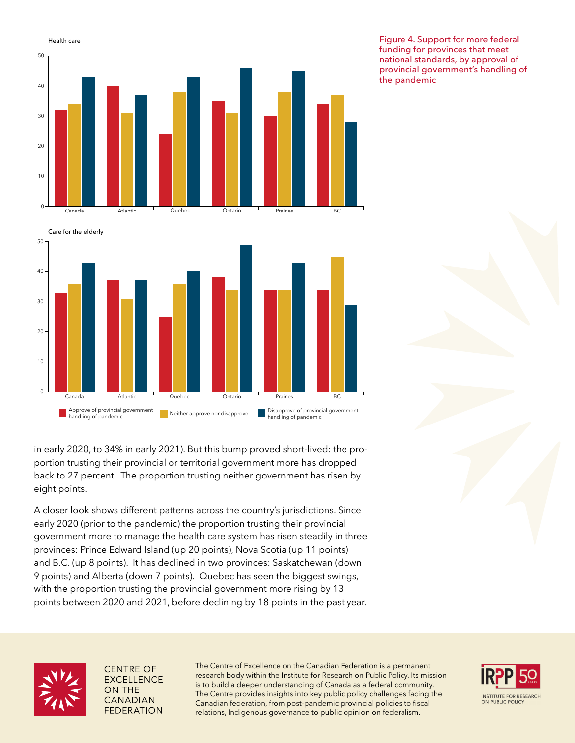Figure 4. Support for more federal funding for provinces that meet national standards, by approval of provincial government's handling of the pandemic

Health care

50
40
30
20
10
0

Canada
Atlantic
Quebec
Ontario
Prairies
BC

Care for the elderly

50
40
30
20
10
0

Canada
Atlantic
Quebec
Ontario
Prairies
BC

Approve of provincial government handling of pandemic
Neither approve nor disapprove
Disapprove of provincial government handling of pandemic

in early 2020, to 34% in early 2021). But this bump proved short-lived: the proportion trusting their provincial or territorial government more has dropped back to 27 percent. The proportion trusting neither government has risen by eight points.

A closer look shows different patterns across the country's jurisdictions. Since early 2020 (prior to the pandemic) the proportion trusting their provincial government more to manage the health care system has risen steadily in three provinces: Prince Edward Island (up 20 points), Nova Scotia (up 11 points) and B.C. (up 8 points). It has declined in two provinces: Saskatchewan (down 9 points) and Alberta (down 7 points). Quebec has seen the biggest swings, with the proportion trusting the provincial government more rising by 13 points between 2020 and 2021, before declining by 18 points in the past year.

CENTRE OF EXCELLENCE ON THE CANADIAN FEDERATION

The Centre of Excellence on the Canadian Federation is a permanent research body within the Institute for Research on Public Policy. Its mission is to build a deeper understanding of Canada as a federal community. The Centre provides insights into key public policy challenges facing the Canadian federation, from post-pandemic provincial policies to fiscal relations, Indigenous governance to public opinion on federalism.

IRPP 50 YEARS
INSTITUTE FOR RESEARCH ON PUBLIC POLICY